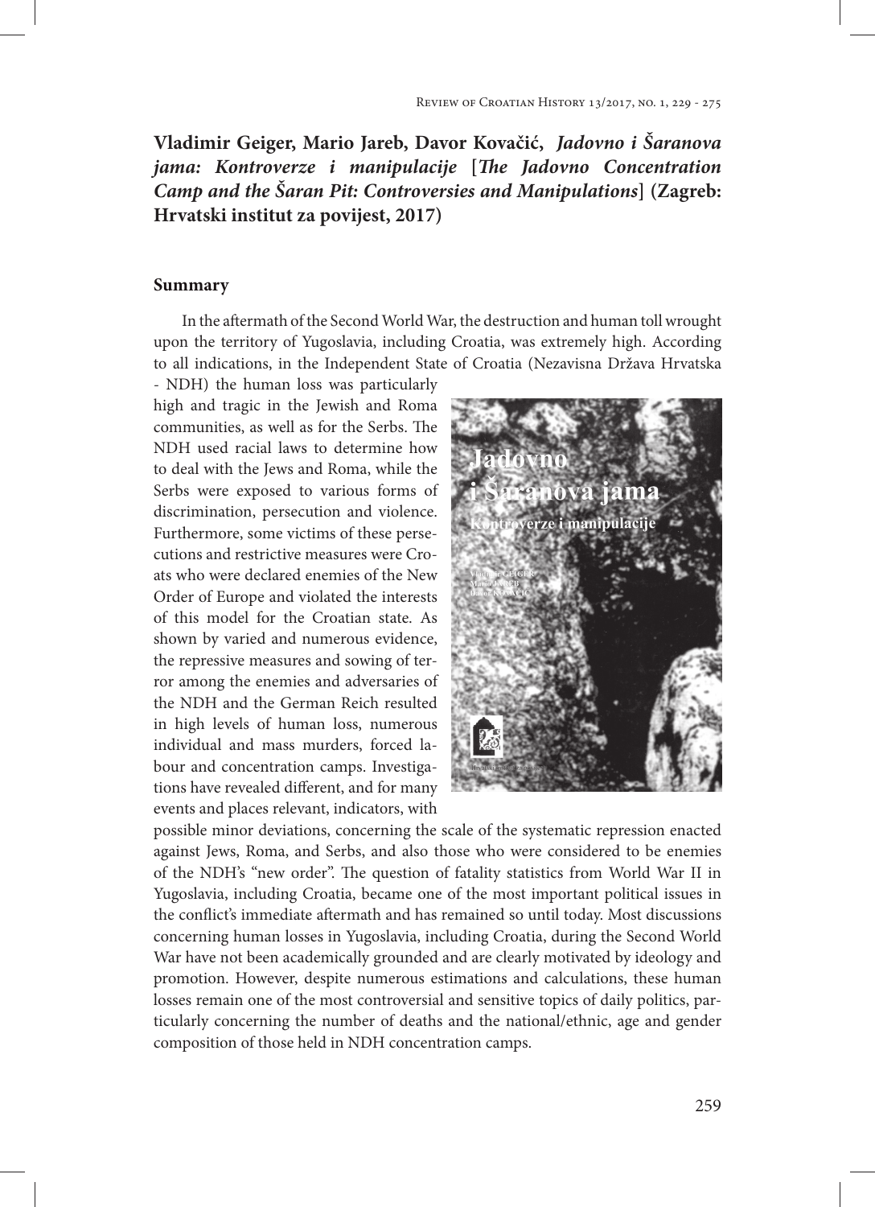**Vladimir Geiger, Mario Jareb, Davor Kovačić, *Jadovno i Šaranova jama: Kontroverze i manipulacije* [*The Jadovno Concentration Camp and the Šaran Pit: Controversies and Manipulations*] (Zagreb: Hrvatski institut za povijest, 2017)**

## Summary

In the aftermath of the Second World War, the destruction and human toll wrought upon the territory of Yugoslavia, including Croatia, was extremely high. According to all indications, in the Independent State of Croatia (Nezavisna Država Hrvatska - NDH) the human loss was particularly high and tragic in the Jewish and Roma communities, as well as for the Serbs. The NDH used racial laws to determine how to deal with the Jews and Roma, while the Serbs were exposed to various forms of discrimination, persecution and violence. Furthermore, some victims of these persecutions and restrictive measures were Croats who were declared enemies of the New Order of Europe and violated the interests of this model for the Croatian state. As shown by varied and numerous evidence, the repressive measures and sowing of terror among the enemies and adversaries of the NDH and the German Reich resulted in high levels of human loss, numerous individual and mass murders, forced labour and concentration camps. Investigations have revealed different, and for many events and places relevant, indicators, with possible minor deviations, concerning the scale of the systematic repression enacted against Jews, Roma, and Serbs, and also those who were considered to be enemies of the NDH's "new order". The question of fatality statistics from World War II in Yugoslavia, including Croatia, became one of the most important political issues in the conflict's immediate aftermath and has remained so until today. Most discussions concerning human losses in Yugoslavia, including Croatia, during the Second World War have not been academically grounded and are clearly motivated by ideology and promotion. However, despite numerous estimations and calculations, these human losses remain one of the most controversial and sensitive topics of daily politics, particularly concerning the number of deaths and the national/ethnic, age and gender composition of those held in NDH concentration camps.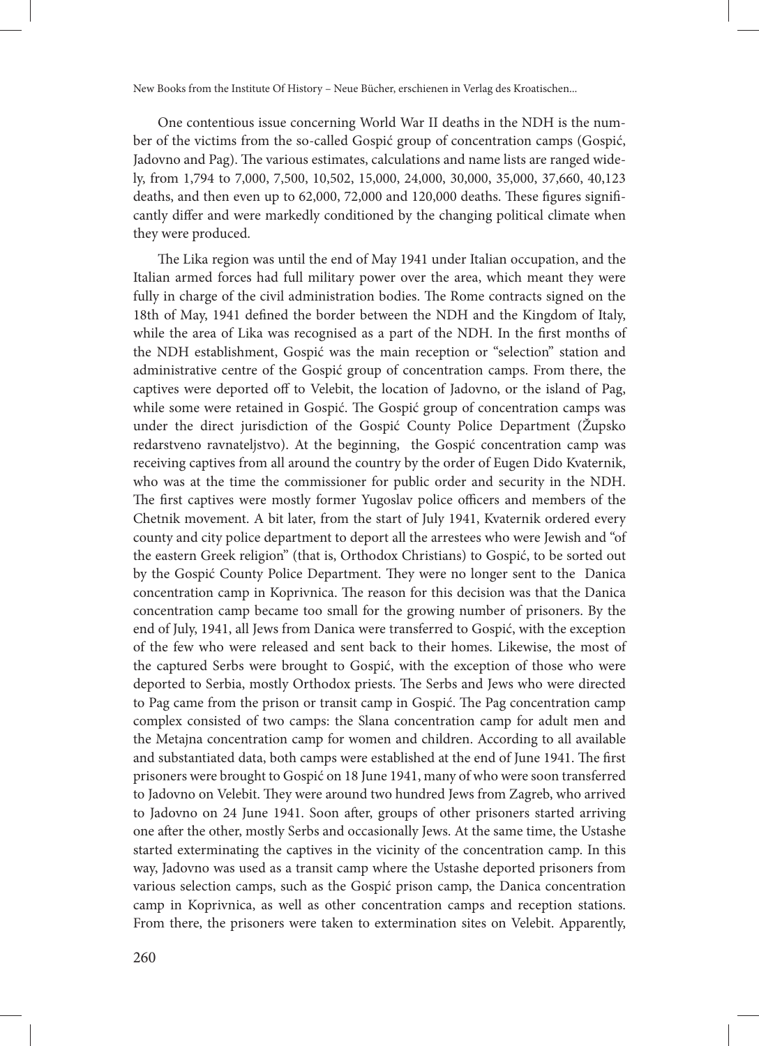One contentious issue concerning World War II deaths in the NDH is the number of the victims from the so-called Gospić group of concentration camps (Gospić, Jadovno and Pag). The various estimates, calculations and name lists are ranged widely, from 1,794 to 7,000, 7,500, 10,502, 15,000, 24,000, 30,000, 35,000, 37,660, 40,123 deaths, and then even up to 62,000, 72,000 and 120,000 deaths. These figures significantly differ and were markedly conditioned by the changing political climate when they were produced.

The Lika region was until the end of May 1941 under Italian occupation, and the Italian armed forces had full military power over the area, which meant they were fully in charge of the civil administration bodies. The Rome contracts signed on the 18th of May, 1941 defined the border between the NDH and the Kingdom of Italy, while the area of Lika was recognised as a part of the NDH. In the first months of the NDH establishment, Gospić was the main reception or "selection" station and administrative centre of the Gospić group of concentration camps. From there, the captives were deported off to Velebit, the location of Jadovno, or the island of Pag, while some were retained in Gospić. The Gospić group of concentration camps was under the direct jurisdiction of the Gospić County Police Department (Župsko redarstveno ravnateljstvo). At the beginning, the Gospić concentration camp was receiving captives from all around the country by the order of Eugen Dido Kvaternik, who was at the time the commissioner for public order and security in the NDH. The first captives were mostly former Yugoslav police officers and members of the Chetnik movement. A bit later, from the start of July 1941, Kvaternik ordered every county and city police department to deport all the arrestees who were Jewish and "of the eastern Greek religion" (that is, Orthodox Christians) to Gospić, to be sorted out by the Gospić County Police Department. They were no longer sent to the Danica concentration camp in Koprivnica. The reason for this decision was that the Danica concentration camp became too small for the growing number of prisoners. By the end of July, 1941, all Jews from Danica were transferred to Gospić, with the exception of the few who were released and sent back to their homes. Likewise, the most of the captured Serbs were brought to Gospić, with the exception of those who were deported to Serbia, mostly Orthodox priests. The Serbs and Jews who were directed to Pag came from the prison or transit camp in Gospić. The Pag concentration camp complex consisted of two camps: the Slana concentration camp for adult men and the Metajna concentration camp for women and children. According to all available and substantiated data, both camps were established at the end of June 1941. The first prisoners were brought to Gospić on 18 June 1941, many of who were soon transferred to Jadovno on Velebit. They were around two hundred Jews from Zagreb, who arrived to Jadovno on 24 June 1941. Soon after, groups of other prisoners started arriving one after the other, mostly Serbs and occasionally Jews. At the same time, the Ustashe started exterminating the captives in the vicinity of the concentration camp. In this way, Jadovno was used as a transit camp where the Ustashe deported prisoners from various selection camps, such as the Gospić prison camp, the Danica concentration camp in Koprivnica, as well as other concentration camps and reception stations. From there, the prisoners were taken to extermination sites on Velebit. Apparently,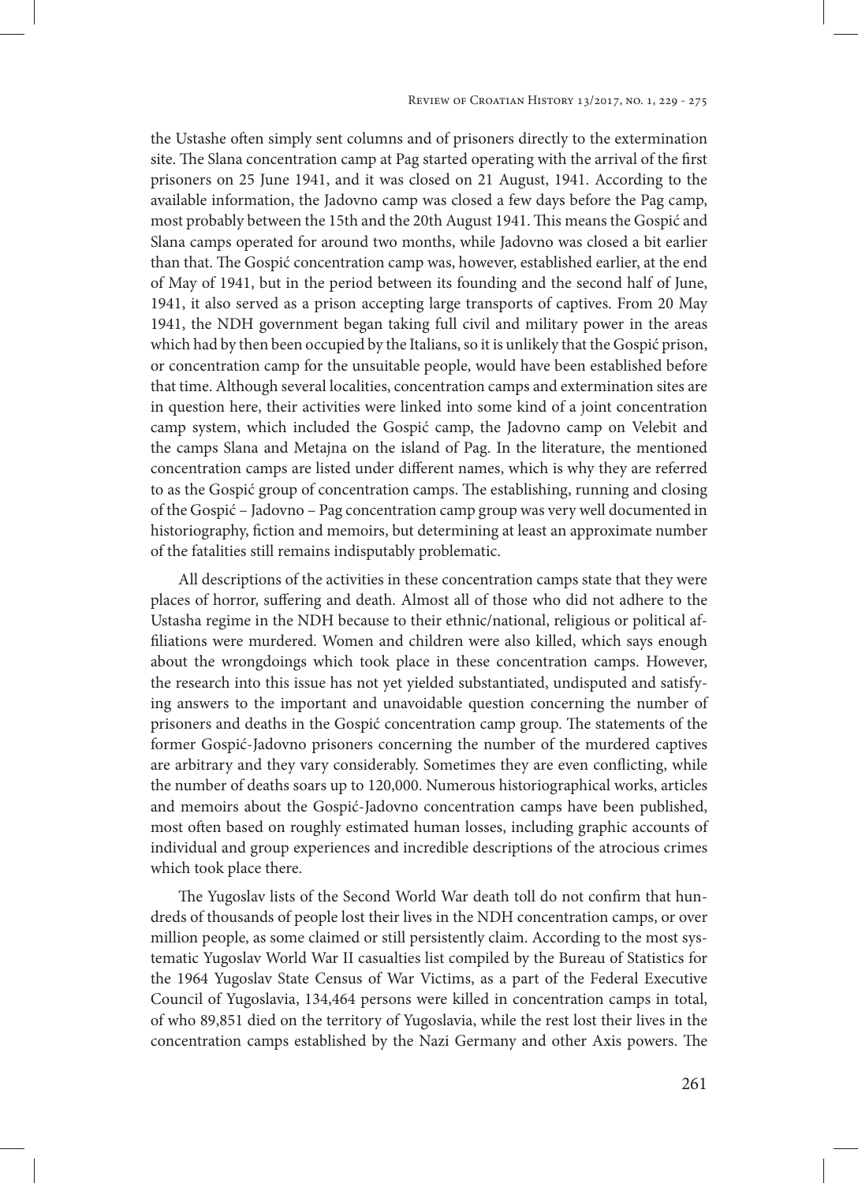the Ustashe often simply sent columns and of prisoners directly to the extermination site. The Slana concentration camp at Pag started operating with the arrival of the first prisoners on 25 June 1941, and it was closed on 21 August, 1941. According to the available information, the Jadovno camp was closed a few days before the Pag camp, most probably between the 15th and the 20th August 1941. This means the Gospić and Slana camps operated for around two months, while Jadovno was closed a bit earlier than that. The Gospić concentration camp was, however, established earlier, at the end of May of 1941, but in the period between its founding and the second half of June, 1941, it also served as a prison accepting large transports of captives. From 20 May 1941, the NDH government began taking full civil and military power in the areas which had by then been occupied by the Italians, so it is unlikely that the Gospić prison, or concentration camp for the unsuitable people, would have been established before that time. Although several localities, concentration camps and extermination sites are in question here, their activities were linked into some kind of a joint concentration camp system, which included the Gospić camp, the Jadovno camp on Velebit and the camps Slana and Metajna on the island of Pag. In the literature, the mentioned concentration camps are listed under different names, which is why they are referred to as the Gospić group of concentration camps. The establishing, running and closing of the Gospić – Jadovno – Pag concentration camp group was very well documented in historiography, fiction and memoirs, but determining at least an approximate number of the fatalities still remains indisputably problematic.

All descriptions of the activities in these concentration camps state that they were places of horror, suffering and death. Almost all of those who did not adhere to the Ustasha regime in the NDH because to their ethnic/national, religious or political affiliations were murdered. Women and children were also killed, which says enough about the wrongdoings which took place in these concentration camps. However, the research into this issue has not yet yielded substantiated, undisputed and satisfying answers to the important and unavoidable question concerning the number of prisoners and deaths in the Gospić concentration camp group. The statements of the former Gospić-Jadovno prisoners concerning the number of the murdered captives are arbitrary and they vary considerably. Sometimes they are even conflicting, while the number of deaths soars up to 120,000. Numerous historiographical works, articles and memoirs about the Gospić-Jadovno concentration camps have been published, most often based on roughly estimated human losses, including graphic accounts of individual and group experiences and incredible descriptions of the atrocious crimes which took place there.

The Yugoslav lists of the Second World War death toll do not confirm that hundreds of thousands of people lost their lives in the NDH concentration camps, or over million people, as some claimed or still persistently claim. According to the most systematic Yugoslav World War II casualties list compiled by the Bureau of Statistics for the 1964 Yugoslav State Census of War Victims, as a part of the Federal Executive Council of Yugoslavia, 134,464 persons were killed in concentration camps in total, of who 89,851 died on the territory of Yugoslavia, while the rest lost their lives in the concentration camps established by the Nazi Germany and other Axis powers. The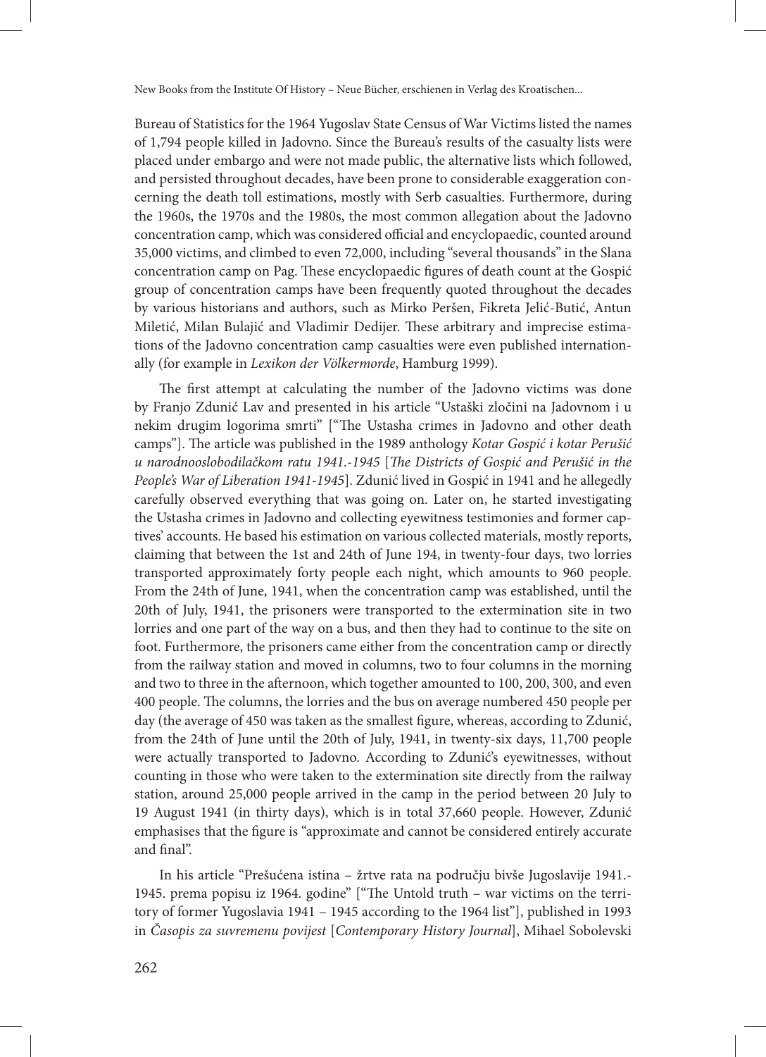Bureau of Statistics for the 1964 Yugoslav State Census of War Victims listed the names of 1,794 people killed in Jadovno. Since the Bureau's results of the casualty lists were placed under embargo and were not made public, the alternative lists which followed, and persisted throughout decades, have been prone to considerable exaggeration concerning the death toll estimations, mostly with Serb casualties. Furthermore, during the 1960s, the 1970s and the 1980s, the most common allegation about the Jadovno concentration camp, which was considered official and encyclopaedic, counted around 35,000 victims, and climbed to even 72,000, including "several thousands" in the Slana concentration camp on Pag. These encyclopaedic figures of death count at the Gospić group of concentration camps have been frequently quoted throughout the decades by various historians and authors, such as Mirko Peršen, Fikreta Jelić-Butić, Antun Miletić, Milan Bulajić and Vladimir Dedijer. These arbitrary and imprecise estimations of the Jadovno concentration camp casualties were even published internationally (for example in *Lexikon der Völkermorde*, Hamburg 1999).

The first attempt at calculating the number of the Jadovno victims was done by Franjo Zdunić Lav and presented in his article "Ustaški zločini na Jadovnom i u nekim drugim logorima smrti" ["The Ustasha crimes in Jadovno and other death camps"]. The article was published in the 1989 anthology *Kotar Gospić i kotar Perušić u narodnooslobodilačkom ratu 1941.-1945* [*The Districts of Gospić and Perušić in the People's War of Liberation 1941-1945*]. Zdunić lived in Gospić in 1941 and he allegedly carefully observed everything that was going on. Later on, he started investigating the Ustasha crimes in Jadovno and collecting eyewitness testimonies and former captives' accounts. He based his estimation on various collected materials, mostly reports, claiming that between the 1st and 24th of June 194, in twenty-four days, two lorries transported approximately forty people each night, which amounts to 960 people. From the 24th of June, 1941, when the concentration camp was established, until the 20th of July, 1941, the prisoners were transported to the extermination site in two lorries and one part of the way on a bus, and then they had to continue to the site on foot. Furthermore, the prisoners came either from the concentration camp or directly from the railway station and moved in columns, two to four columns in the morning and two to three in the afternoon, which together amounted to 100, 200, 300, and even 400 people. The columns, the lorries and the bus on average numbered 450 people per day (the average of 450 was taken as the smallest figure, whereas, according to Zdunić, from the 24th of June until the 20th of July, 1941, in twenty-six days, 11,700 people were actually transported to Jadovno. According to Zdunić's eyewitnesses, without counting in those who were taken to the extermination site directly from the railway station, around 25,000 people arrived in the camp in the period between 20 July to 19 August 1941 (in thirty days), which is in total 37,660 people. However, Zdunić emphasises that the figure is "approximate and cannot be considered entirely accurate and final".

In his article "Prešućena istina – žrtve rata na području bivše Jugoslavije 1941.-1945. prema popisu iz 1964. godine" ["The Untold truth – war victims on the territory of former Yugoslavia 1941 – 1945 according to the 1964 list"], published in 1993 in *Časopis za suvremenu povijest* [*Contemporary History Journal*], Mihael Sobolevski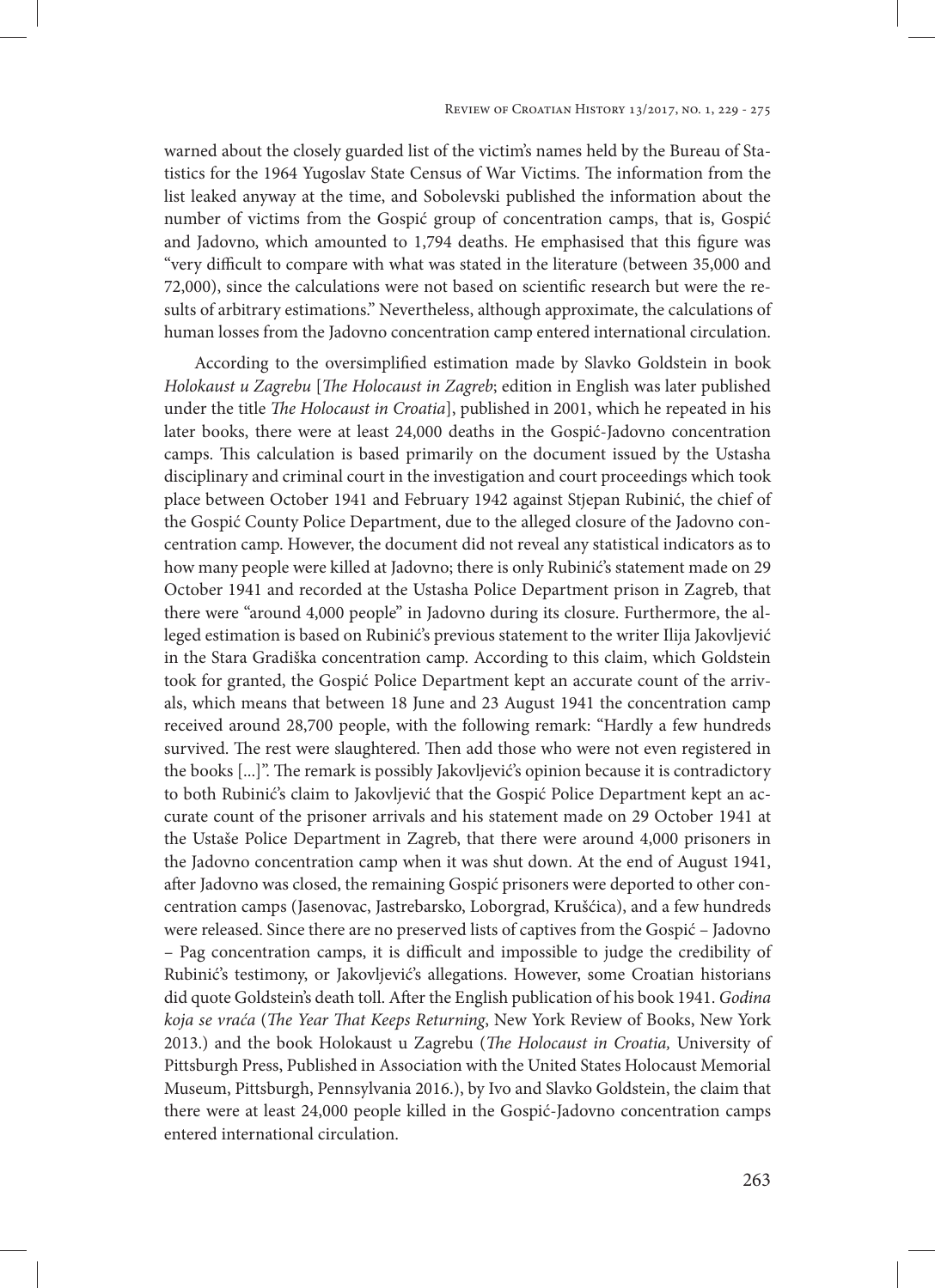warned about the closely guarded list of the victim's names held by the Bureau of Statistics for the 1964 Yugoslav State Census of War Victims. The information from the list leaked anyway at the time, and Sobolevski published the information about the number of victims from the Gospić group of concentration camps, that is, Gospić and Jadovno, which amounted to 1,794 deaths. He emphasised that this figure was "very difficult to compare with what was stated in the literature (between 35,000 and 72,000), since the calculations were not based on scientific research but were the results of arbitrary estimations." Nevertheless, although approximate, the calculations of human losses from the Jadovno concentration camp entered international circulation.

According to the oversimplified estimation made by Slavko Goldstein in book *Holokaust u Zagrebu* [*The Holocaust in Zagreb*; edition in English was later published under the title *The Holocaust in Croatia*], published in 2001, which he repeated in his later books, there were at least 24,000 deaths in the Gospić-Jadovno concentration camps. This calculation is based primarily on the document issued by the Ustasha disciplinary and criminal court in the investigation and court proceedings which took place between October 1941 and February 1942 against Stjepan Rubinić, the chief of the Gospić County Police Department, due to the alleged closure of the Jadovno concentration camp. However, the document did not reveal any statistical indicators as to how many people were killed at Jadovno; there is only Rubinić's statement made on 29 October 1941 and recorded at the Ustasha Police Department prison in Zagreb, that there were "around 4,000 people" in Jadovno during its closure. Furthermore, the alleged estimation is based on Rubinić's previous statement to the writer Ilija Jakovljević in the Stara Gradiška concentration camp. According to this claim, which Goldstein took for granted, the Gospić Police Department kept an accurate count of the arrivals, which means that between 18 June and 23 August 1941 the concentration camp received around 28,700 people, with the following remark: "Hardly a few hundreds survived. The rest were slaughtered. Then add those who were not even registered in the books [...]". The remark is possibly Jakovljević's opinion because it is contradictory to both Rubinić's claim to Jakovljević that the Gospić Police Department kept an accurate count of the prisoner arrivals and his statement made on 29 October 1941 at the Ustaše Police Department in Zagreb, that there were around 4,000 prisoners in the Jadovno concentration camp when it was shut down. At the end of August 1941, after Jadovno was closed, the remaining Gospić prisoners were deported to other concentration camps (Jasenovac, Jastrebarsko, Loborgrad, Kruščica), and a few hundreds were released. Since there are no preserved lists of captives from the Gospić – Jadovno – Pag concentration camps, it is difficult and impossible to judge the credibility of Rubinić's testimony, or Jakovljević's allegations. However, some Croatian historians did quote Goldstein's death toll. After the English publication of his book 1941. *Godina koja se vraća* (*The Year That Keeps Returning*, New York Review of Books, New York 2013.) and the book Holokaust u Zagrebu (*The Holocaust in Croatia,* University of Pittsburgh Press, Published in Association with the United States Holocaust Memorial Museum, Pittsburgh, Pennsylvania 2016.), by Ivo and Slavko Goldstein, the claim that there were at least 24,000 people killed in the Gospić-Jadovno concentration camps entered international circulation.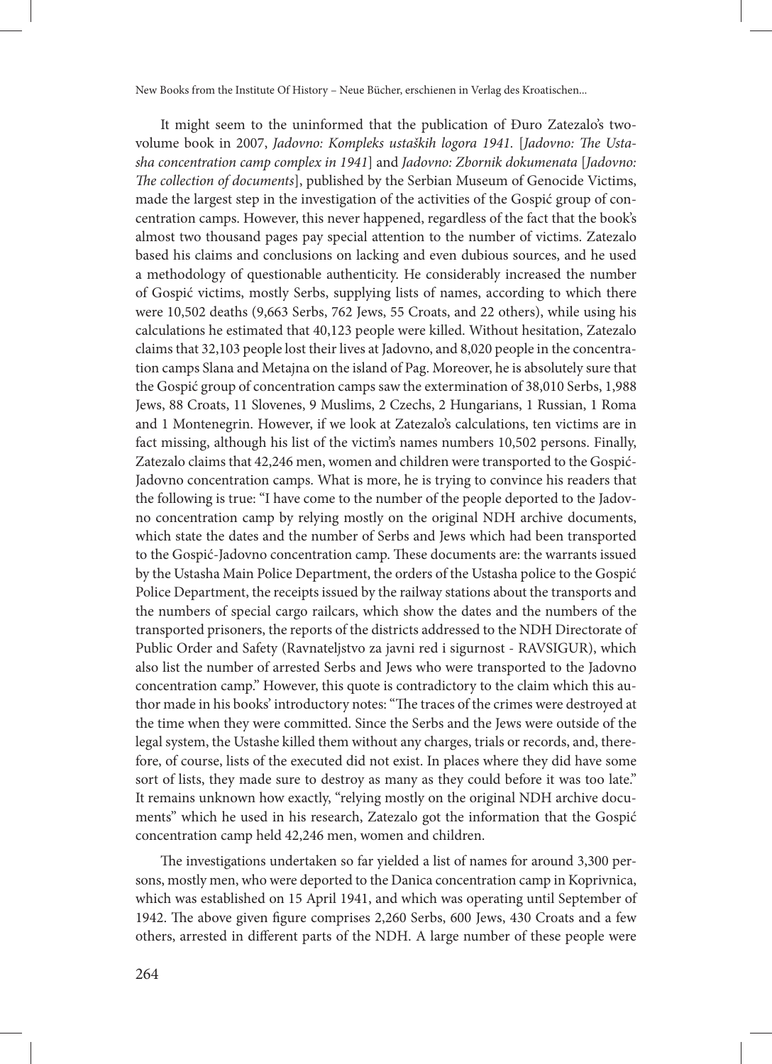It might seem to the uninformed that the publication of Đuro Zatezalo's two-volume book in 2007, *Jadovno: Kompleks ustaških logora 1941.* [*Jadovno: The Ustasha concentration camp complex in 1941*] and *Jadovno: Zbornik dokumenata* [*Jadovno: The collection of documents*], published by the Serbian Museum of Genocide Victims, made the largest step in the investigation of the activities of the Gospić group of concentration camps. However, this never happened, regardless of the fact that the book's almost two thousand pages pay special attention to the number of victims. Zatezalo based his claims and conclusions on lacking and even dubious sources, and he used a methodology of questionable authenticity. He considerably increased the number of Gospić victims, mostly Serbs, supplying lists of names, according to which there were 10,502 deaths (9,663 Serbs, 762 Jews, 55 Croats, and 22 others), while using his calculations he estimated that 40,123 people were killed. Without hesitation, Zatezalo claims that 32,103 people lost their lives at Jadovno, and 8,020 people in the concentration camps Slana and Metajna on the island of Pag. Moreover, he is absolutely sure that the Gospić group of concentration camps saw the extermination of 38,010 Serbs, 1,988 Jews, 88 Croats, 11 Slovenes, 9 Muslims, 2 Czechs, 2 Hungarians, 1 Russian, 1 Roma and 1 Montenegrin. However, if we look at Zatezalo's calculations, ten victims are in fact missing, although his list of the victim's names numbers 10,502 persons. Finally, Zatezalo claims that 42,246 men, women and children were transported to the Gospić-Jadovno concentration camps. What is more, he is trying to convince his readers that the following is true: "I have come to the number of the people deported to the Jadovno concentration camp by relying mostly on the original NDH archive documents, which state the dates and the number of Serbs and Jews which had been transported to the Gospić-Jadovno concentration camp. These documents are: the warrants issued by the Ustasha Main Police Department, the orders of the Ustasha police to the Gospić Police Department, the receipts issued by the railway stations about the transports and the numbers of special cargo railcars, which show the dates and the numbers of the transported prisoners, the reports of the districts addressed to the NDH Directorate of Public Order and Safety (Ravnateljstvo za javni red i sigurnost - RAVSIGUR), which also list the number of arrested Serbs and Jews who were transported to the Jadovno concentration camp." However, this quote is contradictory to the claim which this author made in his books' introductory notes: "The traces of the crimes were destroyed at the time when they were committed. Since the Serbs and the Jews were outside of the legal system, the Ustashe killed them without any charges, trials or records, and, therefore, of course, lists of the executed did not exist. In places where they did have some sort of lists, they made sure to destroy as many as they could before it was too late." It remains unknown how exactly, "relying mostly on the original NDH archive documents" which he used in his research, Zatezalo got the information that the Gospić concentration camp held 42,246 men, women and children.

The investigations undertaken so far yielded a list of names for around 3,300 persons, mostly men, who were deported to the Danica concentration camp in Koprivnica, which was established on 15 April 1941, and which was operating until September of 1942. The above given figure comprises 2,260 Serbs, 600 Jews, 430 Croats and a few others, arrested in different parts of the NDH. A large number of these people were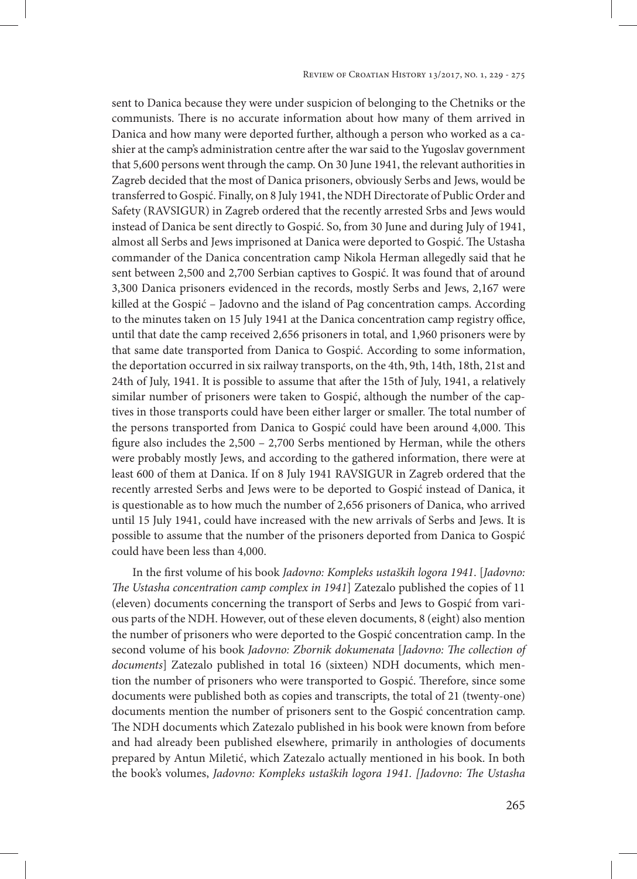sent to Danica because they were under suspicion of belonging to the Chetniks or the communists. There is no accurate information about how many of them arrived in Danica and how many were deported further, although a person who worked as a cashier at the camp's administration centre after the war said to the Yugoslav government that 5,600 persons went through the camp. On 30 June 1941, the relevant authorities in Zagreb decided that the most of Danica prisoners, obviously Serbs and Jews, would be transferred to Gospić. Finally, on 8 July 1941, the NDH Directorate of Public Order and Safety (RAVSIGUR) in Zagreb ordered that the recently arrested Srbs and Jews would instead of Danica be sent directly to Gospić. So, from 30 June and during July of 1941, almost all Serbs and Jews imprisoned at Danica were deported to Gospić. The Ustasha commander of the Danica concentration camp Nikola Herman allegedly said that he sent between 2,500 and 2,700 Serbian captives to Gospić. It was found that of around 3,300 Danica prisoners evidenced in the records, mostly Serbs and Jews, 2,167 were killed at the Gospić – Jadovno and the island of Pag concentration camps. According to the minutes taken on 15 July 1941 at the Danica concentration camp registry office, until that date the camp received 2,656 prisoners in total, and 1,960 prisoners were by that same date transported from Danica to Gospić. According to some information, the deportation occurred in six railway transports, on the 4th, 9th, 14th, 18th, 21st and 24th of July, 1941. It is possible to assume that after the 15th of July, 1941, a relatively similar number of prisoners were taken to Gospić, although the number of the captives in those transports could have been either larger or smaller. The total number of the persons transported from Danica to Gospić could have been around 4,000. This figure also includes the 2,500 – 2,700 Serbs mentioned by Herman, while the others were probably mostly Jews, and according to the gathered information, there were at least 600 of them at Danica. If on 8 July 1941 RAVSIGUR in Zagreb ordered that the recently arrested Serbs and Jews were to be deported to Gospić instead of Danica, it is questionable as to how much the number of 2,656 prisoners of Danica, who arrived until 15 July 1941, could have increased with the new arrivals of Serbs and Jews. It is possible to assume that the number of the prisoners deported from Danica to Gospić could have been less than 4,000.

In the first volume of his book *Jadovno: Kompleks ustaških logora 1941.* [*Jadovno: The Ustasha concentration camp complex in 1941*] Zatezalo published the copies of 11 (eleven) documents concerning the transport of Serbs and Jews to Gospić from various parts of the NDH. However, out of these eleven documents, 8 (eight) also mention the number of prisoners who were deported to the Gospić concentration camp. In the second volume of his book *Jadovno: Zbornik dokumenata* [*Jadovno: The collection of documents*] Zatezalo published in total 16 (sixteen) NDH documents, which mention the number of prisoners who were transported to Gospić. Therefore, since some documents were published both as copies and transcripts, the total of 21 (twenty-one) documents mention the number of prisoners sent to the Gospić concentration camp. The NDH documents which Zatezalo published in his book were known from before and had already been published elsewhere, primarily in anthologies of documents prepared by Antun Miletić, which Zatezalo actually mentioned in his book. In both the book's volumes, *Jadovno: Kompleks ustaških logora 1941. [Jadovno: The Ustasha*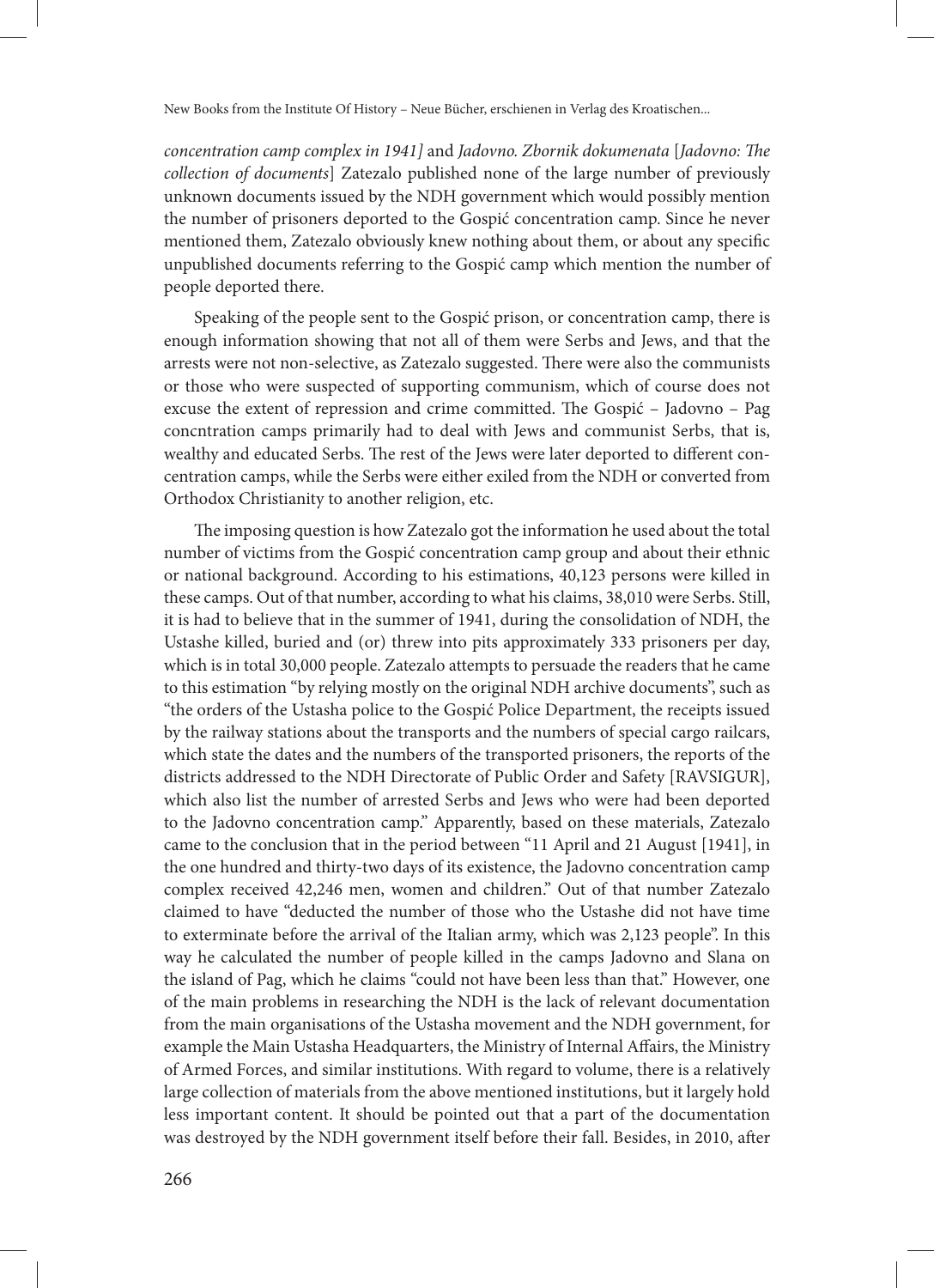*concentration camp complex in 1941]* and *Jadovno. Zbornik dokumenata* [*Jadovno: The collection of documents*] Zatezalo published none of the large number of previously unknown documents issued by the NDH government which would possibly mention the number of prisoners deported to the Gospić concentration camp. Since he never mentioned them, Zatezalo obviously knew nothing about them, or about any specific unpublished documents referring to the Gospić camp which mention the number of people deported there.

Speaking of the people sent to the Gospić prison, or concentration camp, there is enough information showing that not all of them were Serbs and Jews, and that the arrests were not non-selective, as Zatezalo suggested. There were also the communists or those who were suspected of supporting communism, which of course does not excuse the extent of repression and crime committed. The Gospić – Jadovno – Pag concntration camps primarily had to deal with Jews and communist Serbs, that is, wealthy and educated Serbs. The rest of the Jews were later deported to different concentration camps, while the Serbs were either exiled from the NDH or converted from Orthodox Christianity to another religion, etc.

The imposing question is how Zatezalo got the information he used about the total number of victims from the Gospić concentration camp group and about their ethnic or national background. According to his estimations, 40,123 persons were killed in these camps. Out of that number, according to what his claims, 38,010 were Serbs. Still, it is had to believe that in the summer of 1941, during the consolidation of NDH, the Ustashe killed, buried and (or) threw into pits approximately 333 prisoners per day, which is in total 30,000 people. Zatezalo attempts to persuade the readers that he came to this estimation "by relying mostly on the original NDH archive documents", such as "the orders of the Ustasha police to the Gospić Police Department, the receipts issued by the railway stations about the transports and the numbers of special cargo railcars, which state the dates and the numbers of the transported prisoners, the reports of the districts addressed to the NDH Directorate of Public Order and Safety [RAVSIGUR], which also list the number of arrested Serbs and Jews who were had been deported to the Jadovno concentration camp." Apparently, based on these materials, Zatezalo came to the conclusion that in the period between "11 April and 21 August [1941], in the one hundred and thirty-two days of its existence, the Jadovno concentration camp complex received 42,246 men, women and children." Out of that number Zatezalo claimed to have "deducted the number of those who the Ustashe did not have time to exterminate before the arrival of the Italian army, which was 2,123 people". In this way he calculated the number of people killed in the camps Jadovno and Slana on the island of Pag, which he claims "could not have been less than that." However, one of the main problems in researching the NDH is the lack of relevant documentation from the main organisations of the Ustasha movement and the NDH government, for example the Main Ustasha Headquarters, the Ministry of Internal Affairs, the Ministry of Armed Forces, and similar institutions. With regard to volume, there is a relatively large collection of materials from the above mentioned institutions, but it largely hold less important content. It should be pointed out that a part of the documentation was destroyed by the NDH government itself before their fall. Besides, in 2010, after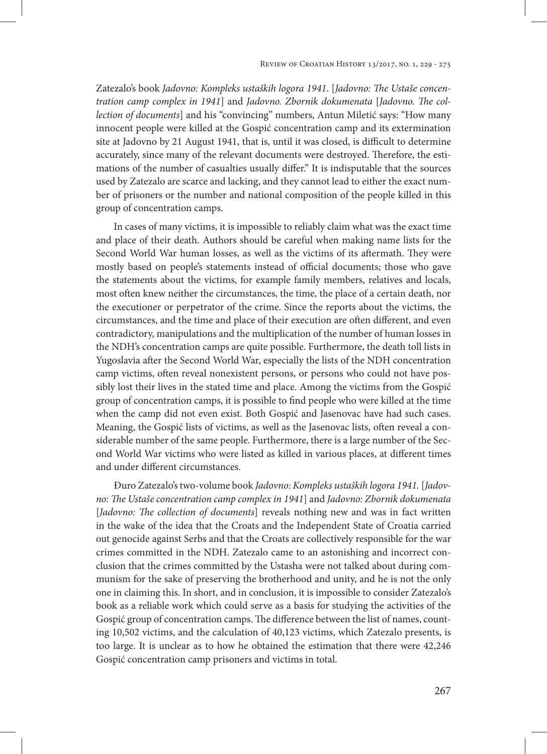Zatezalo's book *Jadovno: Kompleks ustaških logora 1941.* [*Jadovno: The Ustaše concentration camp complex in 1941*] and *Jadovno. Zbornik dokumenata* [*Jadovno. The collection of documents*] and his "convincing" numbers, Antun Miletić says: "How many innocent people were killed at the Gospić concentration camp and its extermination site at Jadovno by 21 August 1941, that is, until it was closed, is difficult to determine accurately, since many of the relevant documents were destroyed. Therefore, the estimations of the number of casualties usually differ." It is indisputable that the sources used by Zatezalo are scarce and lacking, and they cannot lead to either the exact number of prisoners or the number and national composition of the people killed in this group of concentration camps.

In cases of many victims, it is impossible to reliably claim what was the exact time and place of their death. Authors should be careful when making name lists for the Second World War human losses, as well as the victims of its aftermath. They were mostly based on people's statements instead of official documents; those who gave the statements about the victims, for example family members, relatives and locals, most often knew neither the circumstances, the time, the place of a certain death, nor the executioner or perpetrator of the crime. Since the reports about the victims, the circumstances, and the time and place of their execution are often different, and even contradictory, manipulations and the multiplication of the number of human losses in the NDH's concentration camps are quite possible. Furthermore, the death toll lists in Yugoslavia after the Second World War, especially the lists of the NDH concentration camp victims, often reveal nonexistent persons, or persons who could not have possibly lost their lives in the stated time and place. Among the victims from the Gospić group of concentration camps, it is possible to find people who were killed at the time when the camp did not even exist. Both Gospić and Jasenovac have had such cases. Meaning, the Gospić lists of victims, as well as the Jasenovac lists, often reveal a considerable number of the same people. Furthermore, there is a large number of the Second World War victims who were listed as killed in various places, at different times and under different circumstances.

Đuro Zatezalo's two-volume book *Jadovno: Kompleks ustaških logora 1941.* [*Jadovno: The Ustaše concentration camp complex in 1941*] and *Jadovno: Zbornik dokumenata* [*Jadovno: The collection of documents*] reveals nothing new and was in fact written in the wake of the idea that the Croats and the Independent State of Croatia carried out genocide against Serbs and that the Croats are collectively responsible for the war crimes committed in the NDH. Zatezalo came to an astonishing and incorrect conclusion that the crimes committed by the Ustasha were not talked about during communism for the sake of preserving the brotherhood and unity, and he is not the only one in claiming this. In short, and in conclusion, it is impossible to consider Zatezalo's book as a reliable work which could serve as a basis for studying the activities of the Gospić group of concentration camps. The difference between the list of names, counting 10,502 victims, and the calculation of 40,123 victims, which Zatezalo presents, is too large. It is unclear as to how he obtained the estimation that there were 42,246 Gospić concentration camp prisoners and victims in total.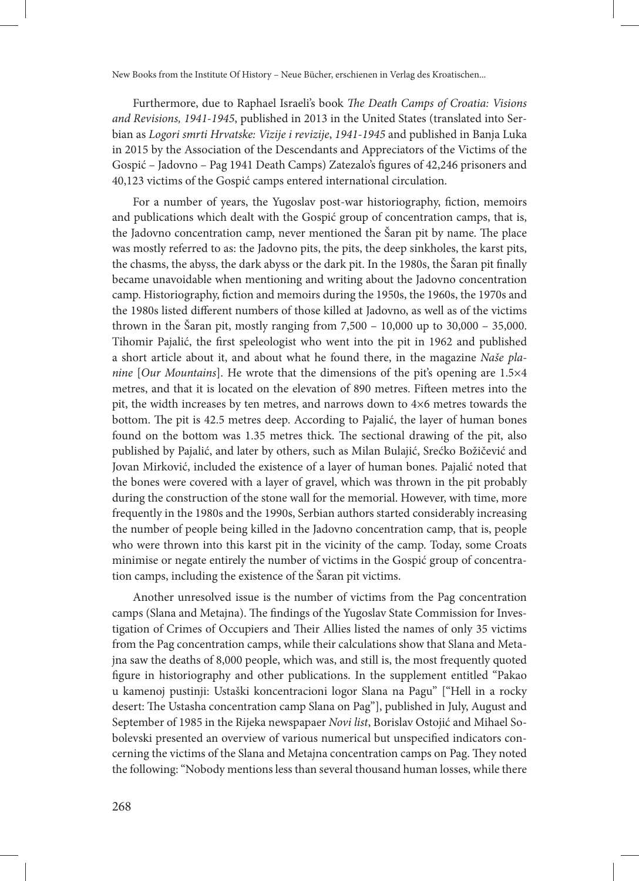Furthermore, due to Raphael Israeli's book *The Death Camps of Croatia: Visions and Revisions, 1941-1945*, published in 2013 in the United States (translated into Serbian as *Logori smrti Hrvatske: Vizije i revizije*, *1941-1945* and published in Banja Luka in 2015 by the Association of the Descendants and Appreciators of the Victims of the Gospić – Jadovno – Pag 1941 Death Camps) Zatezalo's figures of 42,246 prisoners and 40,123 victims of the Gospić camps entered international circulation.

For a number of years, the Yugoslav post-war historiography, fiction, memoirs and publications which dealt with the Gospić group of concentration camps, that is, the Jadovno concentration camp, never mentioned the Šaran pit by name. The place was mostly referred to as: the Jadovno pits, the pits, the deep sinkholes, the karst pits, the chasms, the abyss, the dark abyss or the dark pit. In the 1980s, the Šaran pit finally became unavoidable when mentioning and writing about the Jadovno concentration camp. Historiography, fiction and memoirs during the 1950s, the 1960s, the 1970s and the 1980s listed different numbers of those killed at Jadovno, as well as of the victims thrown in the Šaran pit, mostly ranging from 7,500 – 10,000 up to 30,000 – 35,000. Tihomir Pajalić, the first speleologist who went into the pit in 1962 and published a short article about it, and about what he found there, in the magazine *Naše planine* [*Our Mountains*]. He wrote that the dimensions of the pit's opening are 1.5×4 metres, and that it is located on the elevation of 890 metres. Fifteen metres into the pit, the width increases by ten metres, and narrows down to 4×6 metres towards the bottom. The pit is 42.5 metres deep. According to Pajalić, the layer of human bones found on the bottom was 1.35 metres thick. The sectional drawing of the pit, also published by Pajalić, and later by others, such as Milan Bulajić, Srećko Božičević and Jovan Mirković, included the existence of a layer of human bones. Pajalić noted that the bones were covered with a layer of gravel, which was thrown in the pit probably during the construction of the stone wall for the memorial. However, with time, more frequently in the 1980s and the 1990s, Serbian authors started considerably increasing the number of people being killed in the Jadovno concentration camp, that is, people who were thrown into this karst pit in the vicinity of the camp. Today, some Croats minimise or negate entirely the number of victims in the Gospić group of concentration camps, including the existence of the Šaran pit victims.

Another unresolved issue is the number of victims from the Pag concentration camps (Slana and Metajna). The findings of the Yugoslav State Commission for Investigation of Crimes of Occupiers and Their Allies listed the names of only 35 victims from the Pag concentration camps, while their calculations show that Slana and Metajna saw the deaths of 8,000 people, which was, and still is, the most frequently quoted figure in historiography and other publications. In the supplement entitled "Pakao u kamenoj pustinji: Ustaški koncentracioni logor Slana na Pagu" ["Hell in a rocky desert: The Ustasha concentration camp Slana on Pag"], published in July, August and September of 1985 in the Rijeka newspapaer *Novi list*, Borislav Ostojić and Mihael Sobolevski presented an overview of various numerical but unspecified indicators concerning the victims of the Slana and Metajna concentration camps on Pag. They noted the following: "Nobody mentions less than several thousand human losses, while there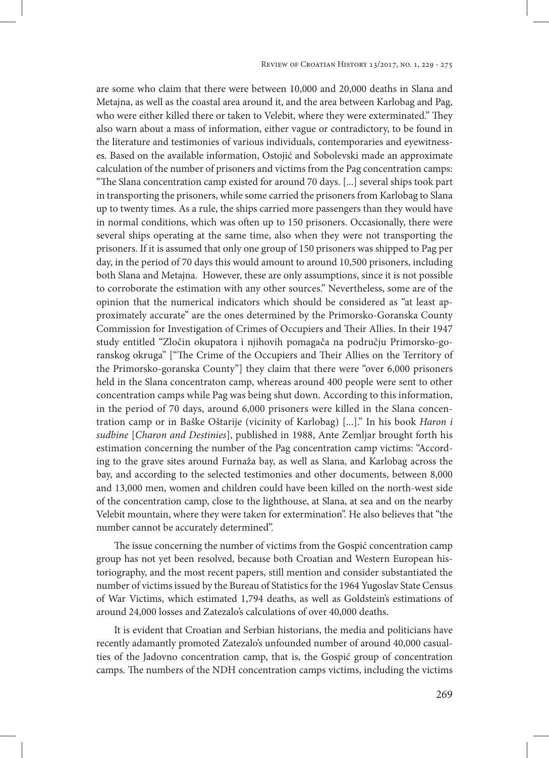are some who claim that there were between 10,000 and 20,000 deaths in Slana and Metajna, as well as the coastal area around it, and the area between Karlobag and Pag, who were either killed there or taken to Velebit, where they were exterminated." They also warn about a mass of information, either vague or contradictory, to be found in the literature and testimonies of various individuals, contemporaries and eyewitnesses. Based on the available information, Ostojić and Sobolevski made an approximate calculation of the number of prisoners and victims from the Pag concentration camps: "The Slana concentration camp existed for around 70 days. [...] several ships took part in transporting the prisoners, while some carried the prisoners from Karlobag to Slana up to twenty times. As a rule, the ships carried more passengers than they would have in normal conditions, which was often up to 150 prisoners. Occasionally, there were several ships operating at the same time, also when they were not transporting the prisoners. If it is assumed that only one group of 150 prisoners was shipped to Pag per day, in the period of 70 days this would amount to around 10,500 prisoners, including both Slana and Metajna. However, these are only assumptions, since it is not possible to corroborate the estimation with any other sources." Nevertheless, some are of the opinion that the numerical indicators which should be considered as "at least approximately accurate" are the ones determined by the Primorsko-Goranska County Commission for Investigation of Crimes of Occupiers and Their Allies. In their 1947 study entitled "Zločin okupatora i njihovih pomagača na području Primorsko-goranskog okruga" ["The Crime of the Occupiers and Their Allies on the Territory of the Primorsko-goranska County"] they claim that there were "over 6,000 prisoners held in the Slana concentraton camp, whereas around 400 people were sent to other concentration camps while Pag was being shut down. According to this information, in the period of 70 days, around 6,000 prisoners were killed in the Slana concentration camp or in Baške Oštarije (vicinity of Karlobag) [...]." In his book *Haron i sudbine* [*Charon and Destinies*], published in 1988, Ante Zemljar brought forth his estimation concerning the number of the Pag concentration camp victims: "According to the grave sites around Furnaža bay, as well as Slana, and Karlobag across the bay, and according to the selected testimonies and other documents, between 8,000 and 13,000 men, women and children could have been killed on the north-west side of the concentration camp, close to the lighthouse, at Slana, at sea and on the nearby Velebit mountain, where they were taken for extermination". He also believes that "the number cannot be accurately determined".

The issue concerning the number of victims from the Gospić concentration camp group has not yet been resolved, because both Croatian and Western European historiography, and the most recent papers, still mention and consider substantiated the number of victims issued by the Bureau of Statistics for the 1964 Yugoslav State Census of War Victims, which estimated 1,794 deaths, as well as Goldstein's estimations of around 24,000 losses and Zatezalo's calculations of over 40,000 deaths.

It is evident that Croatian and Serbian historians, the media and politicians have recently adamantly promoted Zatezalo's unfounded number of around 40,000 casualties of the Jadovno concentration camp, that is, the Gospić group of concentration camps. The numbers of the NDH concentration camps victims, including the victims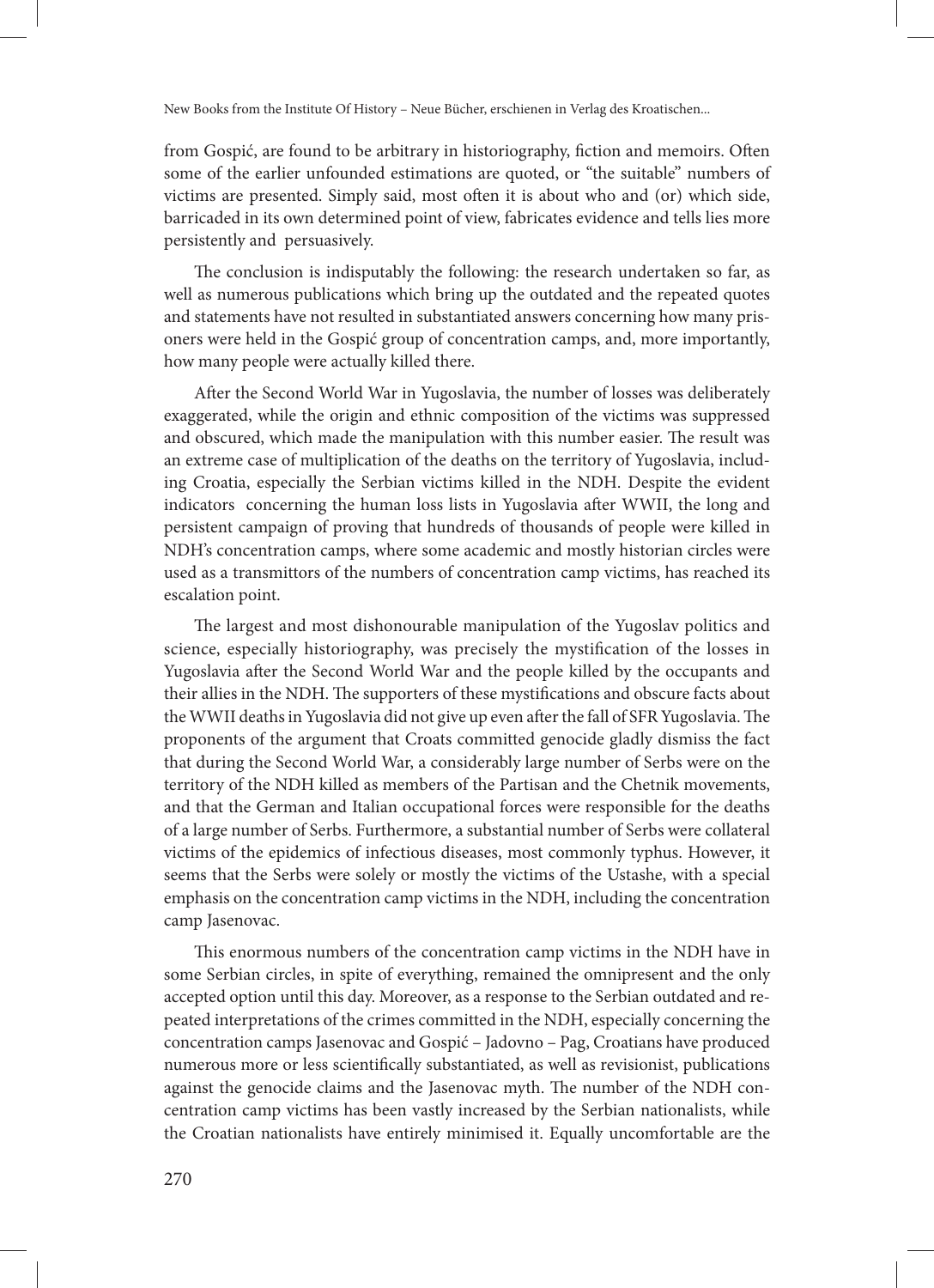from Gospić, are found to be arbitrary in historiography, fiction and memoirs. Often some of the earlier unfounded estimations are quoted, or "the suitable" numbers of victims are presented. Simply said, most often it is about who and (or) which side, barricaded in its own determined point of view, fabricates evidence and tells lies more persistently and persuasively.

The conclusion is indisputably the following: the research undertaken so far, as well as numerous publications which bring up the outdated and the repeated quotes and statements have not resulted in substantiated answers concerning how many prisoners were held in the Gospić group of concentration camps, and, more importantly, how many people were actually killed there.

After the Second World War in Yugoslavia, the number of losses was deliberately exaggerated, while the origin and ethnic composition of the victims was suppressed and obscured, which made the manipulation with this number easier. The result was an extreme case of multiplication of the deaths on the territory of Yugoslavia, including Croatia, especially the Serbian victims killed in the NDH. Despite the evident indicators concerning the human loss lists in Yugoslavia after WWII, the long and persistent campaign of proving that hundreds of thousands of people were killed in NDH's concentration camps, where some academic and mostly historian circles were used as a transmittors of the numbers of concentration camp victims, has reached its escalation point.

The largest and most dishonourable manipulation of the Yugoslav politics and science, especially historiography, was precisely the mystification of the losses in Yugoslavia after the Second World War and the people killed by the occupants and their allies in the NDH. The supporters of these mystifications and obscure facts about the WWII deaths in Yugoslavia did not give up even after the fall of SFR Yugoslavia. The proponents of the argument that Croats committed genocide gladly dismiss the fact that during the Second World War, a considerably large number of Serbs were on the territory of the NDH killed as members of the Partisan and the Chetnik movements, and that the German and Italian occupational forces were responsible for the deaths of a large number of Serbs. Furthermore, a substantial number of Serbs were collateral victims of the epidemics of infectious diseases, most commonly typhus. However, it seems that the Serbs were solely or mostly the victims of the Ustashe, with a special emphasis on the concentration camp victims in the NDH, including the concentration camp Jasenovac.

This enormous numbers of the concentration camp victims in the NDH have in some Serbian circles, in spite of everything, remained the omnipresent and the only accepted option until this day. Moreover, as a response to the Serbian outdated and repeated interpretations of the crimes committed in the NDH, especially concerning the concentration camps Jasenovac and Gospić – Jadovno – Pag, Croatians have produced numerous more or less scientifically substantiated, as well as revisionist, publications against the genocide claims and the Jasenovac myth. The number of the NDH concentration camp victims has been vastly increased by the Serbian nationalists, while the Croatian nationalists have entirely minimised it. Equally uncomfortable are the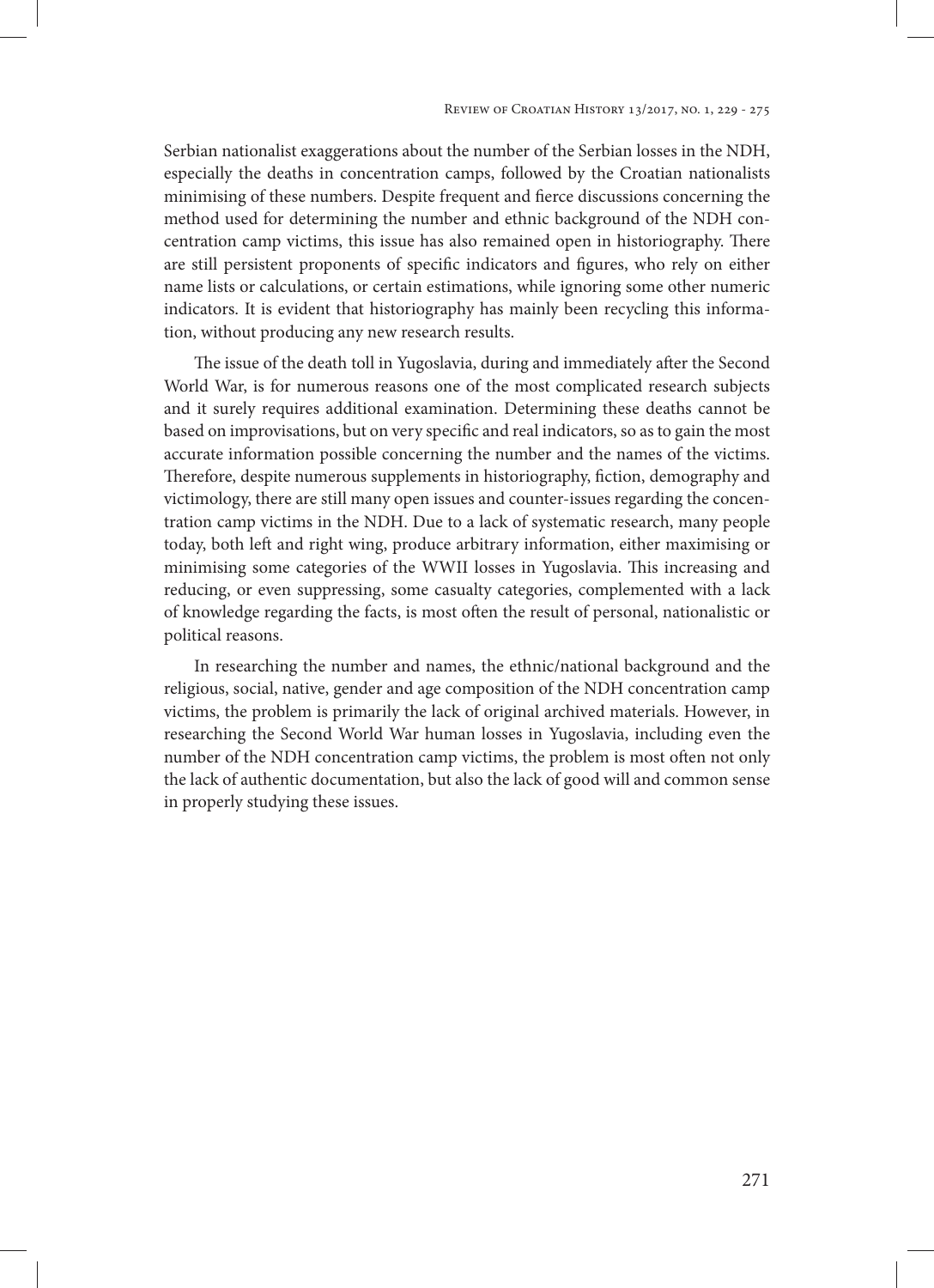Serbian nationalist exaggerations about the number of the Serbian losses in the NDH, especially the deaths in concentration camps, followed by the Croatian nationalists minimising of these numbers. Despite frequent and fierce discussions concerning the method used for determining the number and ethnic background of the NDH concentration camp victims, this issue has also remained open in historiography. There are still persistent proponents of specific indicators and figures, who rely on either name lists or calculations, or certain estimations, while ignoring some other numeric indicators. It is evident that historiography has mainly been recycling this information, without producing any new research results.

The issue of the death toll in Yugoslavia, during and immediately after the Second World War, is for numerous reasons one of the most complicated research subjects and it surely requires additional examination. Determining these deaths cannot be based on improvisations, but on very specific and real indicators, so as to gain the most accurate information possible concerning the number and the names of the victims. Therefore, despite numerous supplements in historiography, fiction, demography and victimology, there are still many open issues and counter-issues regarding the concentration camp victims in the NDH. Due to a lack of systematic research, many people today, both left and right wing, produce arbitrary information, either maximising or minimising some categories of the WWII losses in Yugoslavia. This increasing and reducing, or even suppressing, some casualty categories, complemented with a lack of knowledge regarding the facts, is most often the result of personal, nationalistic or political reasons.

In researching the number and names, the ethnic/national background and the religious, social, native, gender and age composition of the NDH concentration camp victims, the problem is primarily the lack of original archived materials. However, in researching the Second World War human losses in Yugoslavia, including even the number of the NDH concentration camp victims, the problem is most often not only the lack of authentic documentation, but also the lack of good will and common sense in properly studying these issues.